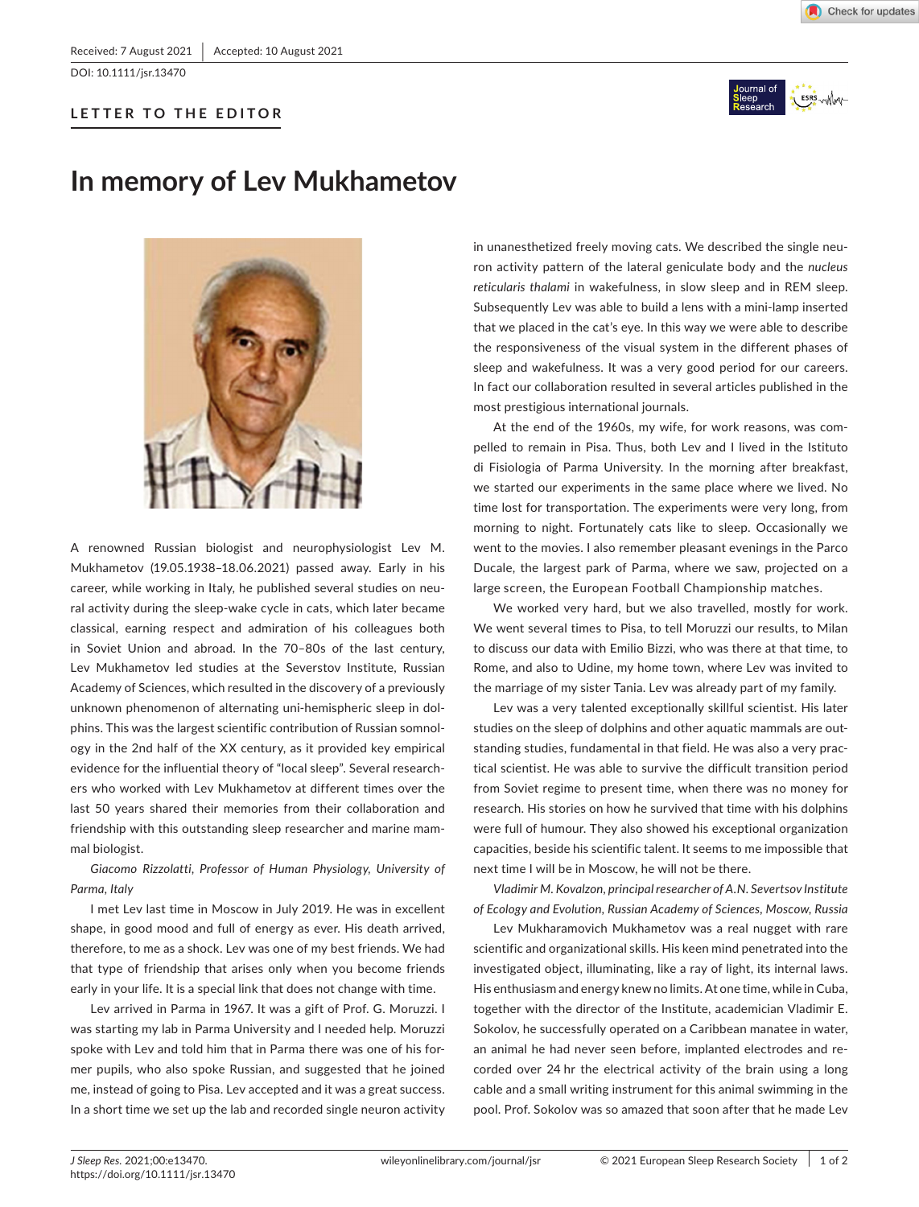Received: 7 August 2021 | Accepted: 10 August 2021

DOI: 10.1111/jsr.13470

**LETTER TO THE EDITOR**

# In memory of Lev Mukhametov

A renowned Russian biologist and neurophysiologist Lev M. Mukhametov (19.05.1938–18.06.2021) passed away. Early in his career, while working in Italy, he published several studies on neural activity during the sleep-wake cycle in cats, which later became classical, earning respect and admiration of his colleagues both in Soviet Union and abroad. In the 70–80s of the last century, Lev Mukhametov led studies at the Severstov Institute, Russian Academy of Sciences, which resulted in the discovery of a previously unknown phenomenon of alternating uni-hemispheric sleep in dolphins. This was the largest scientific contribution of Russian somnology in the 2nd half of the XX century, as it provided key empirical evidence for the influential theory of "local sleep". Several researchers who worked with Lev Mukhametov at different times over the last 50 years shared their memories from their collaboration and friendship with this outstanding sleep researcher and marine mammal biologist.

*Giacomo Rizzolatti, Professor of Human Physiology, University of Parma, Italy*

I met Lev last time in Moscow in July 2019. He was in excellent shape, in good mood and full of energy as ever. His death arrived, therefore, to me as a shock. Lev was one of my best friends. We had that type of friendship that arises only when you become friends early in your life. It is a special link that does not change with time.

Lev arrived in Parma in 1967. It was a gift of Prof. G. Moruzzi. I was starting my lab in Parma University and I needed help. Moruzzi spoke with Lev and told him that in Parma there was one of his former pupils, who also spoke Russian, and suggested that he joined me, instead of going to Pisa. Lev accepted and it was a great success. In a short time we set up the lab and recorded single neuron activity in unanesthetized freely moving cats. We described the single neuron activity pattern of the lateral geniculate body and the *nucleus reticularis thalami* in wakefulness, in slow sleep and in REM sleep. Subsequently Lev was able to build a lens with a mini-lamp inserted that we placed in the cat's eye. In this way we were able to describe the responsiveness of the visual system in the different phases of sleep and wakefulness. It was a very good period for our careers. In fact our collaboration resulted in several articles published in the most prestigious international journals.

At the end of the 1960s, my wife, for work reasons, was compelled to remain in Pisa. Thus, both Lev and I lived in the Istituto di Fisiologia of Parma University. In the morning after breakfast, we started our experiments in the same place where we lived. No time lost for transportation. The experiments were very long, from morning to night. Fortunately cats like to sleep. Occasionally we went to the movies. I also remember pleasant evenings in the Parco Ducale, the largest park of Parma, where we saw, projected on a large screen, the European Football Championship matches.

We worked very hard, but we also travelled, mostly for work. We went several times to Pisa, to tell Moruzzi our results, to Milan to discuss our data with Emilio Bizzi, who was there at that time, to Rome, and also to Udine, my home town, where Lev was invited to the marriage of my sister Tania. Lev was already part of my family.

Lev was a very talented exceptionally skillful scientist. His later studies on the sleep of dolphins and other aquatic mammals are outstanding studies, fundamental in that field. He was also a very practical scientist. He was able to survive the difficult transition period from Soviet regime to present time, when there was no money for research. His stories on how he survived that time with his dolphins were full of humour. They also showed his exceptional organization capacities, beside his scientific talent. It seems to me impossible that next time I will be in Moscow, he will not be there.

*Vladimir M. Kovalzon, principal researcher of A.N. Severtsov Institute of Ecology and Evolution, Russian Academy of Sciences, Moscow, Russia*

Lev Mukharamovich Mukhametov was a real nugget with rare scientific and organizational skills. His keen mind penetrated into the investigated object, illuminating, like a ray of light, its internal laws. His enthusiasm and energy knew no limits. At one time, while in Cuba, together with the director of the Institute, academician Vladimir E. Sokolov, he successfully operated on a Caribbean manatee in water, an animal he had never seen before, implanted electrodes and recorded over 24 hr the electrical activity of the brain using a long cable and a small writing instrument for this animal swimming in the pool. Prof. Sokolov was so amazed that soon after that he made Lev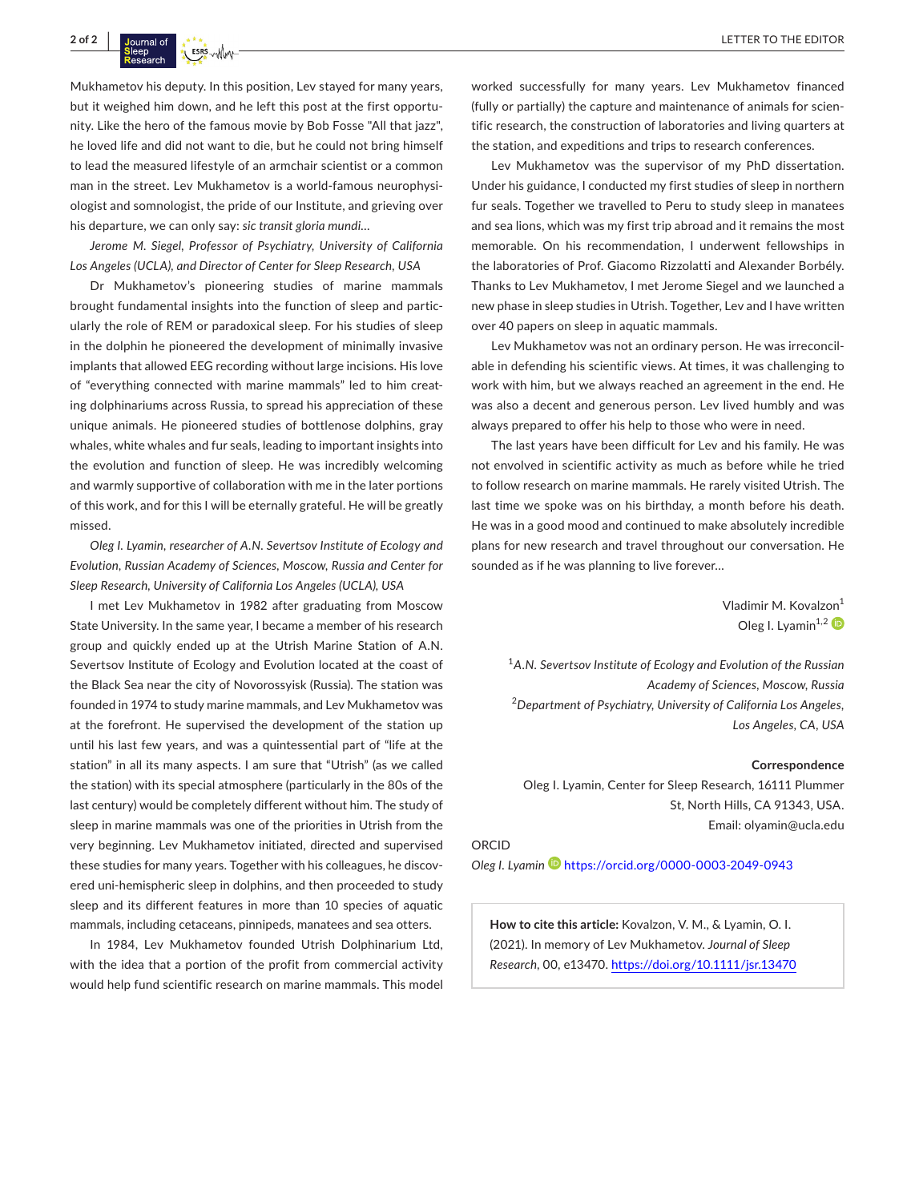Mukhametov his deputy. In this position, Lev stayed for many years, but it weighed him down, and he left this post at the first opportunity. Like the hero of the famous movie by Bob Fosse "All that jazz", he loved life and did not want to die, but he could not bring himself to lead the measured lifestyle of an armchair scientist or a common man in the street. Lev Mukhametov is a world-famous neurophysiologist and somnologist, the pride of our Institute, and grieving over his departure, we can only say: *sic transit gloria mundi…*

*Jerome M. Siegel, Professor of Psychiatry, University of California Los Angeles (UCLA), and Director of Center for Sleep Research, USA*

Dr Mukhametov's pioneering studies of marine mammals brought fundamental insights into the function of sleep and particularly the role of REM or paradoxical sleep. For his studies of sleep in the dolphin he pioneered the development of minimally invasive implants that allowed EEG recording without large incisions. His love of "everything connected with marine mammals" led to him creating dolphinariums across Russia, to spread his appreciation of these unique animals. He pioneered studies of bottlenose dolphins, gray whales, white whales and fur seals, leading to important insights into the evolution and function of sleep. He was incredibly welcoming and warmly supportive of collaboration with me in the later portions of this work, and for this I will be eternally grateful. He will be greatly missed.

*Oleg I. Lyamin, researcher of A.N. Severtsov Institute of Ecology and Evolution, Russian Academy of Sciences, Moscow, Russia and Center for Sleep Research, University of California Los Angeles (UCLA), USA*

I met Lev Mukhametov in 1982 after graduating from Moscow State University. In the same year, I became a member of his research group and quickly ended up at the Utrish Marine Station of A.N. Severtsov Institute of Ecology and Evolution located at the coast of the Black Sea near the city of Novorossiysk (Russia). The station was founded in 1974 to study marine mammals, and Lev Mukhametov was at the forefront. He supervised the development of the station up until his last few years, and was a quintessential part of "life at the station" in all its many aspects. I am sure that "Utrish" (as we called the station) with its special atmosphere (particularly in the 80s of the last century) would be completely different without him. The study of sleep in marine mammals was one of the priorities in Utrish from the very beginning. Lev Mukhametov initiated, directed and supervised these studies for many years. Together with his colleagues, he discovered uni-hemispheric sleep in dolphins, and then proceeded to study sleep and its different features in more than 10 species of aquatic mammals, including cetaceans, pinnipeds, manatees and sea otters.

In 1984, Lev Mukhametov founded Utrish Dolphinarium Ltd, with the idea that a portion of the profit from commercial activity would help fund scientific research on marine mammals. This model worked successfully for many years. Lev Mukhametov financed (fully or partially) the capture and maintenance of animals for scientific research, the construction of laboratories and living quarters at the station, and expeditions and trips to research conferences.

Lev Mukhametov was the supervisor of my PhD dissertation. Under his guidance, I conducted my first studies of sleep in northern fur seals. Together we travelled to Peru to study sleep in manatees and sea lions, which was my first trip abroad and it remains the most memorable. On his recommendation, I underwent fellowships in the laboratories of Prof. Giacomo Rizzolatti and Alexander Borbély. Thanks to Lev Mukhametov, I met Jerome Siegel and we launched a new phase in sleep studies in Utrish. Together, Lev and I have written over 40 papers on sleep in aquatic mammals.

Lev Mukhametov was not an ordinary person. He was irreconcilable in defending his scientific views. At times, it was challenging to work with him, but we always reached an agreement in the end. He was also a decent and generous person. Lev lived humbly and was always prepared to offer his help to those who were in need.

The last years have been difficult for Lev and his family. He was not envolved in scientific activity as much as before while he tried to follow research on marine mammals. He rarely visited Utrish. The last time we spoke was on his birthday, a month before his death. He was in a good mood and continued to make absolutely incredible plans for new research and travel throughout our conversation. He sounded as if he was planning to live forever…

Vladimir M. Kovalzon[1]
Oleg I. Lyamin[1,2]

[1]*A.N. Severtsov Institute of Ecology and Evolution of the Russian Academy of Sciences, Moscow, Russia*
[2]*Department of Psychiatry, University of California Los Angeles, Los Angeles, CA, USA*

**Correspondence**
Oleg I. Lyamin, Center for Sleep Research, 16111 Plummer St, North Hills, CA 91343, USA.
Email: olyamin@ucla.edu

ORCID

*Oleg I. Lyamin* https://orcid.org/0000-0003-2049-0943

**How to cite this article:** Kovalzon, V. M., & Lyamin, O. I. (2021). In memory of Lev Mukhametov. *Journal of Sleep Research*, 00, e13470. https://doi.org/10.1111/jsr.13470